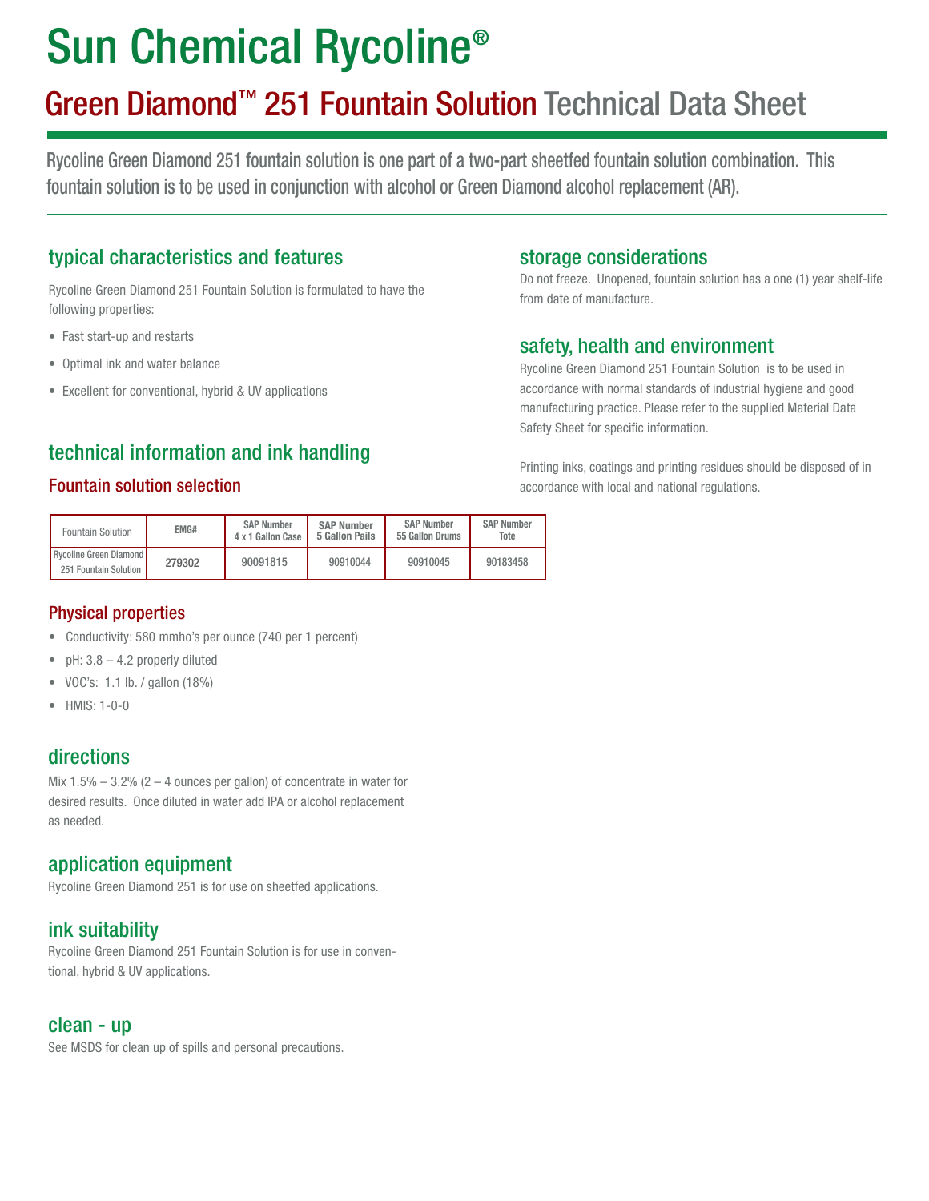# Sun Chemical Rycoline®

## Green Diamond™ 251 Fountain Solution Technical Data Sheet

Rycoline Green Diamond 251 fountain solution is one part of a two-part sheetfed fountain solution combination. This fountain solution is to be used in conjunction with alcohol or Green Diamond alcohol replacement (AR).

## typical characteristics and features

Rycoline Green Diamond 251 Fountain Solution is formulated to have the following properties:

- Fast start-up and restarts
- Optimal ink and water balance
- Excellent for conventional, hybrid & UV applications

## technical information and ink handling

### Fountain solution selection

| Fountain Solution | EMG# | SAP Number 4 x 1 Gallon Case | SAP Number 5 Gallon Pails | SAP Number 55 Gallon Drums | SAP Number Tote |
| --- | --- | --- | --- | --- | --- |
| Rycoline Green Diamond 251 Fountain Solution | 279302 | 90091815 | 90910044 | 90910045 | 90183458 |

### Physical properties

- Conductivity: 580 mmho's per ounce (740 per 1 percent)
- pH: 3.8 – 4.2 properly diluted
- VOC's: 1.1 lb. / gallon (18%)
- HMIS: 1-0-0

## directions

Mix 1.5% – 3.2% (2 – 4 ounces per gallon) of concentrate in water for desired results. Once diluted in water add IPA or alcohol replacement as needed.

## application equipment

Rycoline Green Diamond 251 is for use on sheetfed applications.

## ink suitability

Rycoline Green Diamond 251 Fountain Solution is for use in conventional, hybrid & UV applications.

## clean - up

See MSDS for clean up of spills and personal precautions.

## storage considerations

Do not freeze. Unopened, fountain solution has a one (1) year shelf-life from date of manufacture.

## safety, health and environment

Rycoline Green Diamond 251 Fountain Solution is to be used in accordance with normal standards of industrial hygiene and good manufacturing practice. Please refer to the supplied Material Data Safety Sheet for specific information.

Printing inks, coatings and printing residues should be disposed of in accordance with local and national regulations.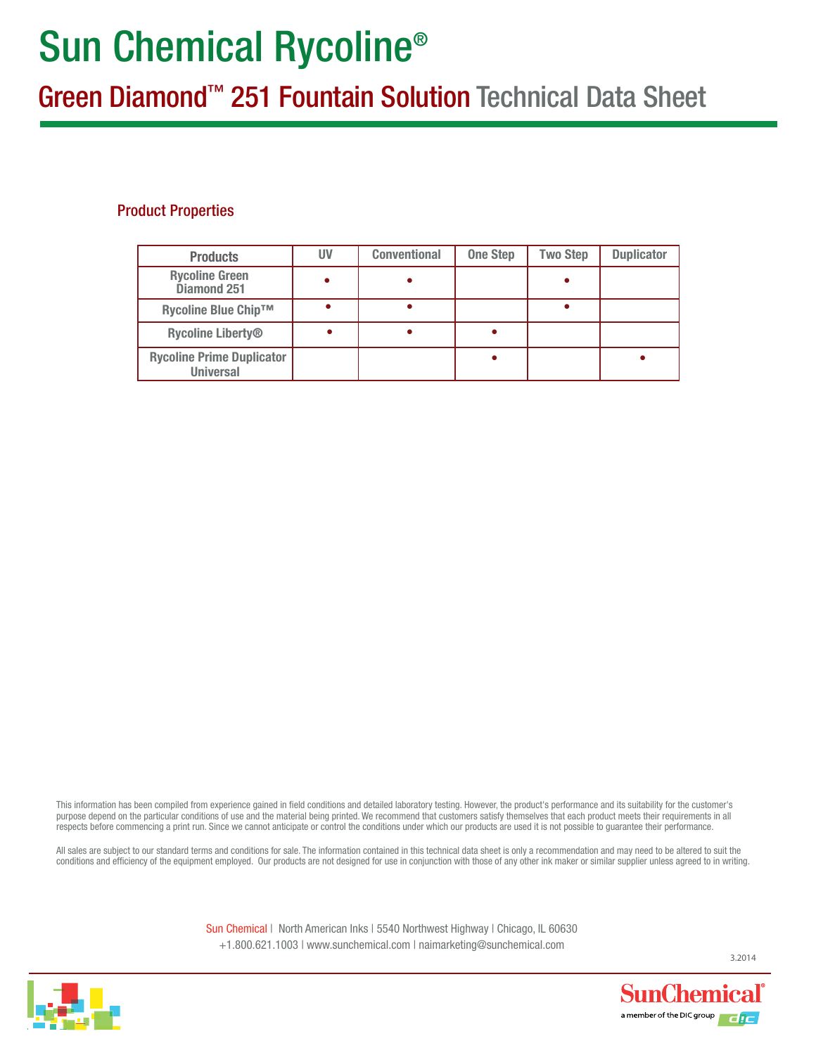# Sun Chemical Rycoline®

## Green Diamond™ 251 Fountain Solution Technical Data Sheet

### Product Properties

| Products | UV | Conventional | One Step | Two Step | Duplicator |
|---|---|---|---|---|---|
| Rycoline Green Diamond 251 | • | • | | • | |
| Rycoline Blue Chip™ | • | • | | • | |
| Rycoline Liberty® | • | • | • | | |
| Rycoline Prime Duplicator Universal | | | • | | • |

This information has been compiled from experience gained in field conditions and detailed laboratory testing. However, the product's performance and its suitability for the customer's purpose depend on the particular conditions of use and the material being printed. We recommend that customers satisfy themselves that each product meets their requirements in all respects before commencing a print run. Since we cannot anticipate or control the conditions under which our products are used it is not possible to guarantee their performance.

All sales are subject to our standard terms and conditions for sale. The information contained in this technical data sheet is only a recommendation and may need to be altered to suit the conditions and efficiency of the equipment employed. Our products are not designed for use in conjunction with those of any other ink maker or similar supplier unless agreed to in writing.

Sun Chemical | North American Inks | 5540 Northwest Highway | Chicago, IL 60630
+1.800.621.1003 | www.sunchemical.com | naimarketing@sunchemical.com

3.2014

SunChemical®
a member of the DIC group